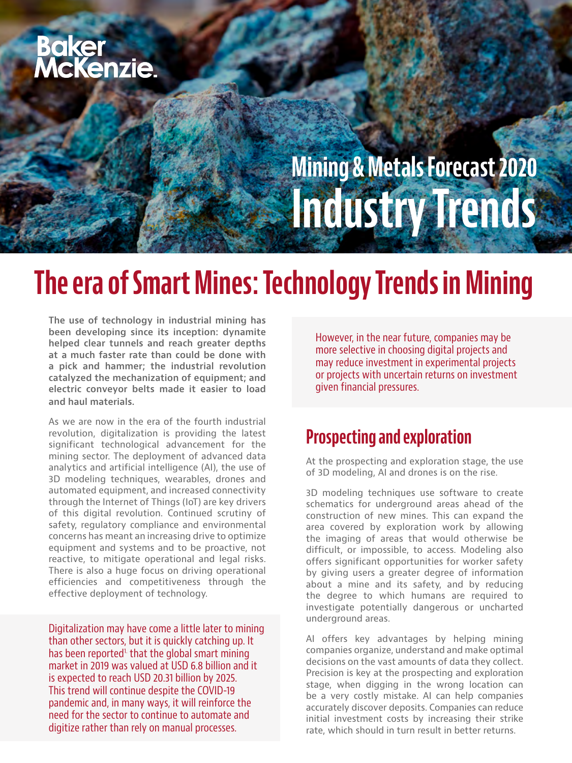Baker McKenzie.

# Mining & Metals Forecast 2020 Industry Trends

# The era of Smart Mines: Technology Trends in Mining

**The use of technology in industrial mining has been developing since its inception: dynamite helped clear tunnels and reach greater depths at a much faster rate than could be done with a pick and hammer; the industrial revolution catalyzed the mechanization of equipment; and electric conveyor belts made it easier to load and haul materials.**

As we are now in the era of the fourth industrial revolution, digitalization is providing the latest significant technological advancement for the mining sector. The deployment of advanced data analytics and artificial intelligence (AI), the use of 3D modeling techniques, wearables, drones and automated equipment, and increased connectivity through the Internet of Things (IoT) are key drivers of this digital revolution. Continued scrutiny of safety, regulatory compliance and environmental concerns has meant an increasing drive to optimize equipment and systems and to be proactive, not reactive, to mitigate operational and legal risks. There is also a huge focus on driving operational efficiencies and competitiveness through the effective deployment of technology.

Digitalization may have come a little later to mining than other sectors, but it is quickly catching up. It has been reported[1] that the global smart mining market in 2019 was valued at USD 6.8 billion and it is expected to reach USD 20.31 billion by 2025. This trend will continue despite the COVID-19 pandemic and, in many ways, it will reinforce the need for the sector to continue to automate and digitize rather than rely on manual processes.

However, in the near future, companies may be more selective in choosing digital projects and may reduce investment in experimental projects or projects with uncertain returns on investment given financial pressures.

## Prospecting and exploration

At the prospecting and exploration stage, the use of 3D modeling, AI and drones is on the rise.

3D modeling techniques use software to create schematics for underground areas ahead of the construction of new mines. This can expand the area covered by exploration work by allowing the imaging of areas that would otherwise be difficult, or impossible, to access. Modeling also offers significant opportunities for worker safety by giving users a greater degree of information about a mine and its safety, and by reducing the degree to which humans are required to investigate potentially dangerous or uncharted underground areas.

AI offers key advantages by helping mining companies organize, understand and make optimal decisions on the vast amounts of data they collect. Precision is key at the prospecting and exploration stage, when digging in the wrong location can be a very costly mistake. AI can help companies accurately discover deposits. Companies can reduce initial investment costs by increasing their strike rate, which should in turn result in better returns.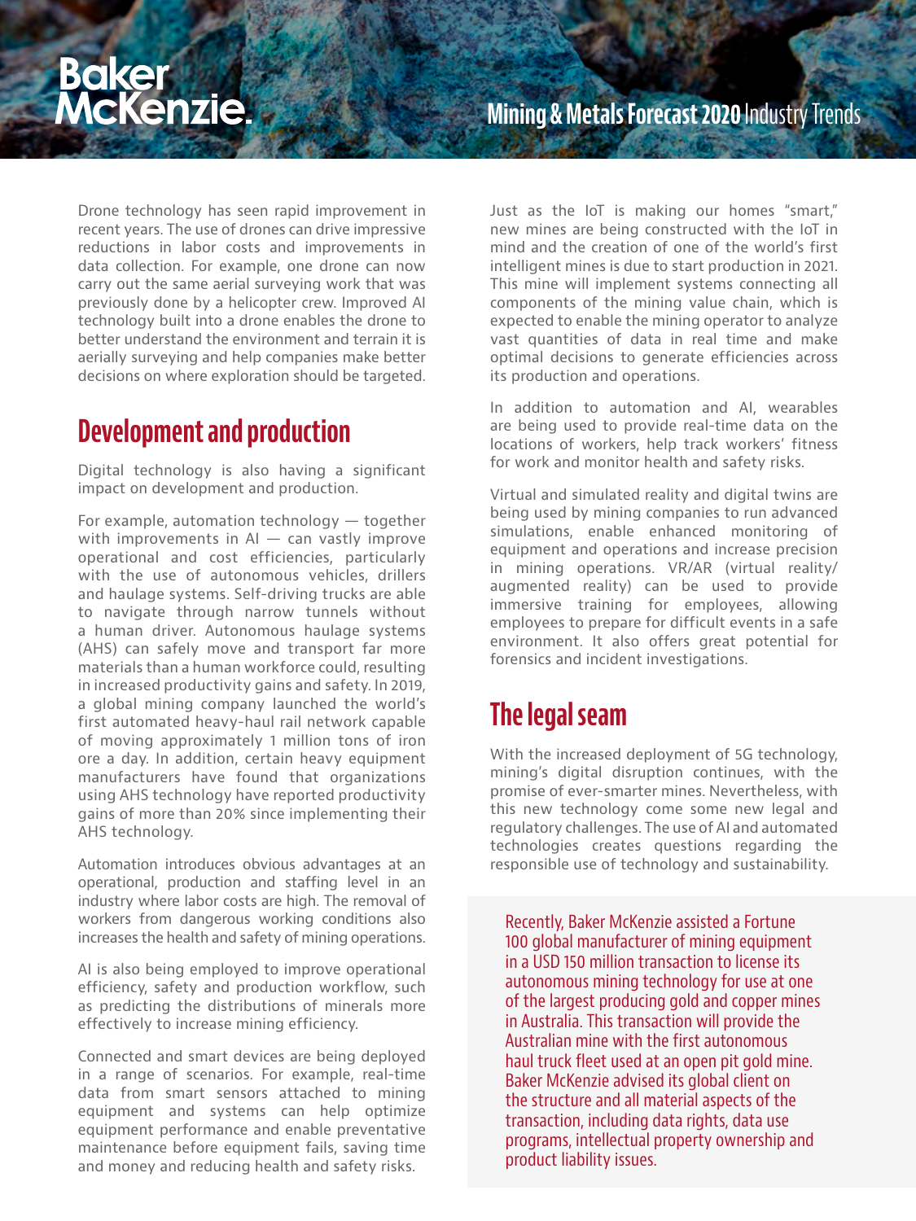Drone technology has seen rapid improvement in recent years. The use of drones can drive impressive reductions in labor costs and improvements in data collection. For example, one drone can now carry out the same aerial surveying work that was previously done by a helicopter crew. Improved AI technology built into a drone enables the drone to better understand the environment and terrain it is aerially surveying and help companies make better decisions on where exploration should be targeted.

## Development and production

Digital technology is also having a significant impact on development and production.

For example, automation technology — together with improvements in AI — can vastly improve operational and cost efficiencies, particularly with the use of autonomous vehicles, drillers and haulage systems. Self-driving trucks are able to navigate through narrow tunnels without a human driver. Autonomous haulage systems (AHS) can safely move and transport far more materials than a human workforce could, resulting in increased productivity gains and safety. In 2019, a global mining company launched the world's first automated heavy-haul rail network capable of moving approximately 1 million tons of iron ore a day. In addition, certain heavy equipment manufacturers have found that organizations using AHS technology have reported productivity gains of more than 20% since implementing their AHS technology.

Automation introduces obvious advantages at an operational, production and staffing level in an industry where labor costs are high. The removal of workers from dangerous working conditions also increases the health and safety of mining operations.

AI is also being employed to improve operational efficiency, safety and production workflow, such as predicting the distributions of minerals more effectively to increase mining efficiency.

Connected and smart devices are being deployed in a range of scenarios. For example, real-time data from smart sensors attached to mining equipment and systems can help optimize equipment performance and enable preventative maintenance before equipment fails, saving time and money and reducing health and safety risks.

Just as the IoT is making our homes "smart," new mines are being constructed with the IoT in mind and the creation of one of the world's first intelligent mines is due to start production in 2021. This mine will implement systems connecting all components of the mining value chain, which is expected to enable the mining operator to analyze vast quantities of data in real time and make optimal decisions to generate efficiencies across its production and operations.

In addition to automation and AI, wearables are being used to provide real-time data on the locations of workers, help track workers' fitness for work and monitor health and safety risks.

Virtual and simulated reality and digital twins are being used by mining companies to run advanced simulations, enable enhanced monitoring of equipment and operations and increase precision in mining operations. VR/AR (virtual reality/augmented reality) can be used to provide immersive training for employees, allowing employees to prepare for difficult events in a safe environment. It also offers great potential for forensics and incident investigations.

## The legal seam

With the increased deployment of 5G technology, mining's digital disruption continues, with the promise of ever-smarter mines. Nevertheless, with this new technology come some new legal and regulatory challenges. The use of AI and automated technologies creates questions regarding the responsible use of technology and sustainability.

Recently, Baker McKenzie assisted a Fortune 100 global manufacturer of mining equipment in a USD 150 million transaction to license its autonomous mining technology for use at one of the largest producing gold and copper mines in Australia. This transaction will provide the Australian mine with the first autonomous haul truck fleet used at an open pit gold mine. Baker McKenzie advised its global client on the structure and all material aspects of the transaction, including data rights, data use programs, intellectual property ownership and product liability issues.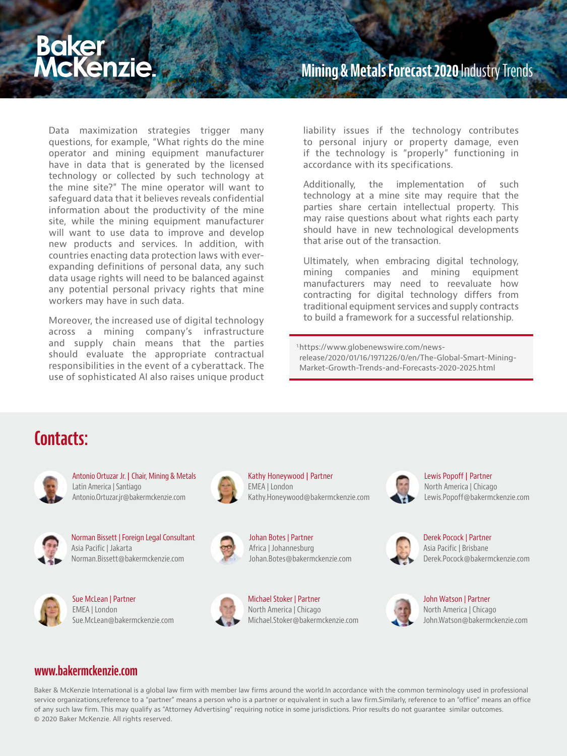Data maximization strategies trigger many questions, for example, "What rights do the mine operator and mining equipment manufacturer have in data that is generated by the licensed technology or collected by such technology at the mine site?" The mine operator will want to safeguard data that it believes reveals confidential information about the productivity of the mine site, while the mining equipment manufacturer will want to use data to improve and develop new products and services. In addition, with countries enacting data protection laws with ever-expanding definitions of personal data, any such data usage rights will need to be balanced against any potential personal privacy rights that mine workers may have in such data.

Moreover, the increased use of digital technology across a mining company's infrastructure and supply chain means that the parties should evaluate the appropriate contractual responsibilities in the event of a cyberattack. The use of sophisticated AI also raises unique product liability issues if the technology contributes to personal injury or property damage, even if the technology is "properly" functioning in accordance with its specifications.

Additionally, the implementation of such technology at a mine site may require that the parties share certain intellectual property. This may raise questions about what rights each party should have in new technological developments that arise out of the transaction.

Ultimately, when embracing digital technology, mining companies and mining equipment manufacturers may need to reevaluate how contracting for digital technology differs from traditional equipment services and supply contracts to build a framework for a successful relationship.

[1] https://www.globenewswire.com/news-release/2020/01/16/1971226/0/en/The-Global-Smart-Mining-Market-Growth-Trends-and-Forecasts-2020-2025.html

## Contacts:

Antonio Ortuzar Jr. | Chair, Mining & Metals
Latin America | Santiago
Antonio.Ortuzar.jr@bakermckenzie.com

Kathy Honeywood | Partner
EMEA | London
Kathy.Honeywood@bakermckenzie.com

Lewis Popoff | Partner
North America | Chicago
Lewis.Popoff@bakermckenzie.com

Norman Bissett | Foreign Legal Consultant
Asia Pacific | Jakarta
Norman.Bissett@bakermckenzie.com

Johan Botes | Partner
Africa | Johannesburg
Johan.Botes@bakermckenzie.com

Derek Pocock | Partner
Asia Pacific | Brisbane
Derek.Pocock@bakermckenzie.com

Sue McLean | Partner
EMEA | London
Sue.McLean@bakermckenzie.com

Michael Stoker | Partner
North America | Chicago
Michael.Stoker@bakermckenzie.com

John Watson | Partner
North America | Chicago
John.Watson@bakermckenzie.com

## www.bakermckenzie.com

Baker & McKenzie International is a global law firm with member law firms around the world.In accordance with the common terminology used in professional service organizations,reference to a "partner" means a person who is a partner or equivalent in such a law firm.Similarly, reference to an "office" means an office of any such law firm. This may qualify as "Attorney Advertising" requiring notice in some jurisdictions. Prior results do not guarantee similar outcomes.
© 2020 Baker McKenzie. All rights reserved.